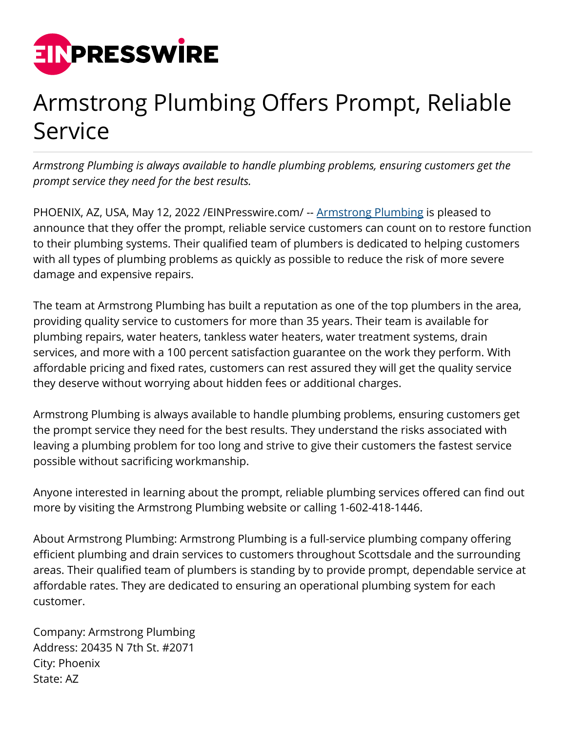# Armstrong Plumbing Offers Prompt, Reliable Service

*Armstrong Plumbing is always available to handle plumbing problems, ensuring customers get the prompt service they need for the best results.*

PHOENIX, AZ, USA, May 12, 2022 /EINPresswire.com/ -- Armstrong Plumbing is pleased to announce that they offer the prompt, reliable service customers can count on to restore function to their plumbing systems. Their qualified team of plumbers is dedicated to helping customers with all types of plumbing problems as quickly as possible to reduce the risk of more severe damage and expensive repairs.

The team at Armstrong Plumbing has built a reputation as one of the top plumbers in the area, providing quality service to customers for more than 35 years. Their team is available for plumbing repairs, water heaters, tankless water heaters, water treatment systems, drain services, and more with a 100 percent satisfaction guarantee on the work they perform. With affordable pricing and fixed rates, customers can rest assured they will get the quality service they deserve without worrying about hidden fees or additional charges.

Armstrong Plumbing is always available to handle plumbing problems, ensuring customers get the prompt service they need for the best results. They understand the risks associated with leaving a plumbing problem for too long and strive to give their customers the fastest service possible without sacrificing workmanship.

Anyone interested in learning about the prompt, reliable plumbing services offered can find out more by visiting the Armstrong Plumbing website or calling 1-602-418-1446.

About Armstrong Plumbing: Armstrong Plumbing is a full-service plumbing company offering efficient plumbing and drain services to customers throughout Scottsdale and the surrounding areas. Their qualified team of plumbers is standing by to provide prompt, dependable service at affordable rates. They are dedicated to ensuring an operational plumbing system for each customer.

Company: Armstrong Plumbing
Address: 20435 N 7th St. #2071
City: Phoenix
State: AZ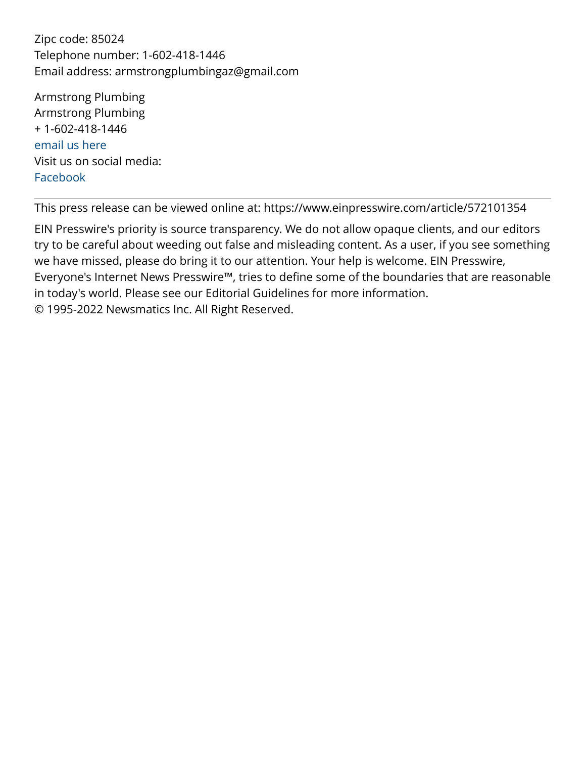Zipc code: 85024
Telephone number: 1-602-418-1446
Email address: armstrongplumbingaz@gmail.com

Armstrong Plumbing
Armstrong Plumbing
+ 1-602-418-1446
email us here
Visit us on social media:
Facebook

---

This press release can be viewed online at: https://www.einpresswire.com/article/572101354

EIN Presswire's priority is source transparency. We do not allow opaque clients, and our editors try to be careful about weeding out false and misleading content. As a user, if you see something we have missed, please do bring it to our attention. Your help is welcome. EIN Presswire, Everyone's Internet News Presswire™, tries to define some of the boundaries that are reasonable in today's world. Please see our Editorial Guidelines for more information.
© 1995-2022 Newsmatics Inc. All Right Reserved.